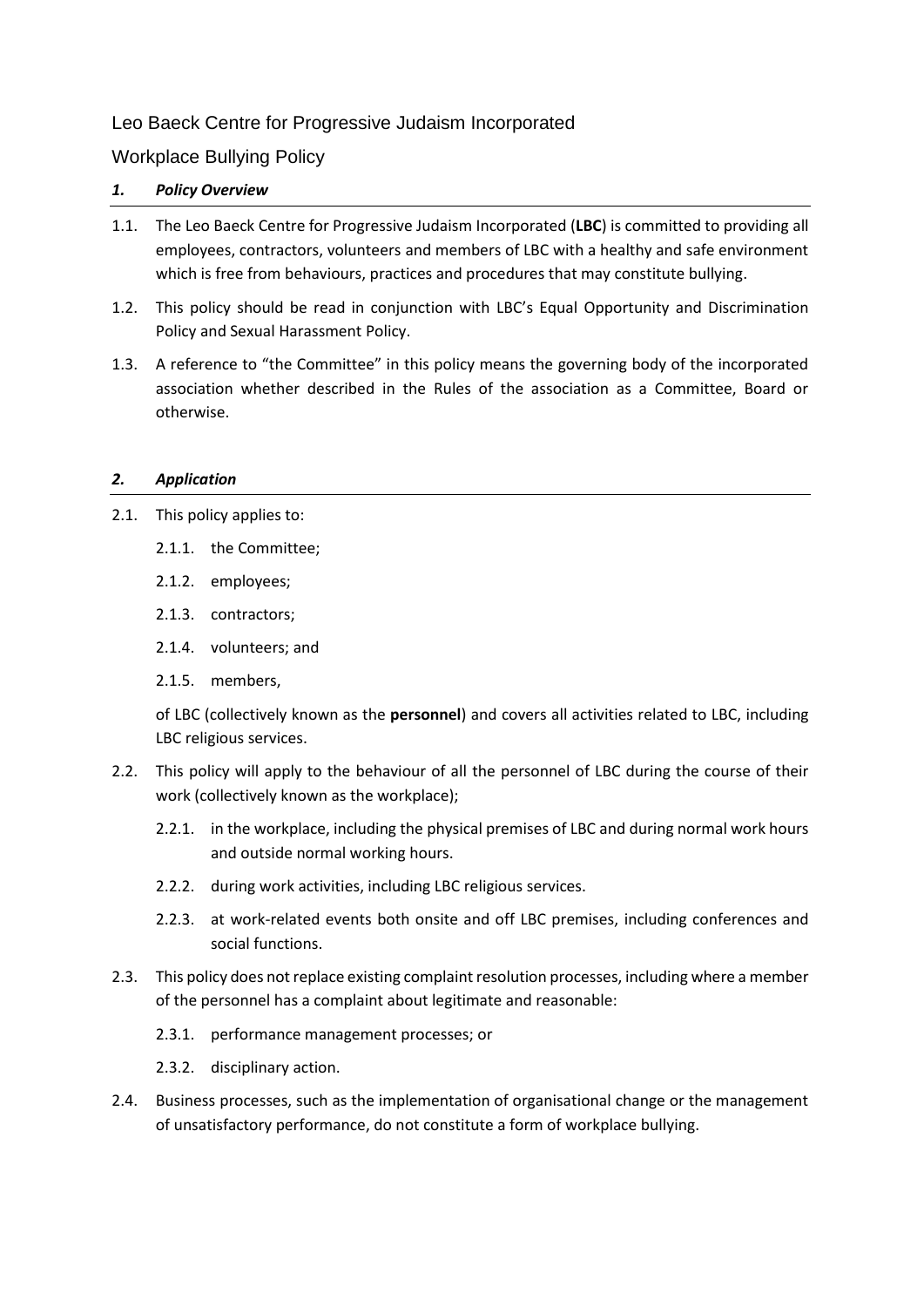# Leo Baeck Centre for Progressive Judaism Incorporated

## Workplace Bullying Policy

### *1. Policy Overview*

1.1. The Leo Baeck Centre for Progressive Judaism Incorporated (**LBC**) is committed to providing all employees, contractors, volunteers and members of LBC with a healthy and safe environment which is free from behaviours, practices and procedures that may constitute bullying.

1.2. This policy should be read in conjunction with LBC's Equal Opportunity and Discrimination Policy and Sexual Harassment Policy.

1.3. A reference to "the Committee" in this policy means the governing body of the incorporated association whether described in the Rules of the association as a Committee, Board or otherwise.

### *2. Application*

2.1. This policy applies to:

- 2.1.1. the Committee;
- 2.1.2. employees;
- 2.1.3. contractors;
- 2.1.4. volunteers; and
- 2.1.5. members,

of LBC (collectively known as the **personnel**) and covers all activities related to LBC, including LBC religious services.

2.2. This policy will apply to the behaviour of all the personnel of LBC during the course of their work (collectively known as the workplace);

- 2.2.1. in the workplace, including the physical premises of LBC and during normal work hours and outside normal working hours.
- 2.2.2. during work activities, including LBC religious services.
- 2.2.3. at work-related events both onsite and off LBC premises, including conferences and social functions.

2.3. This policy does not replace existing complaint resolution processes, including where a member of the personnel has a complaint about legitimate and reasonable:

- 2.3.1. performance management processes; or
- 2.3.2. disciplinary action.

2.4. Business processes, such as the implementation of organisational change or the management of unsatisfactory performance, do not constitute a form of workplace bullying.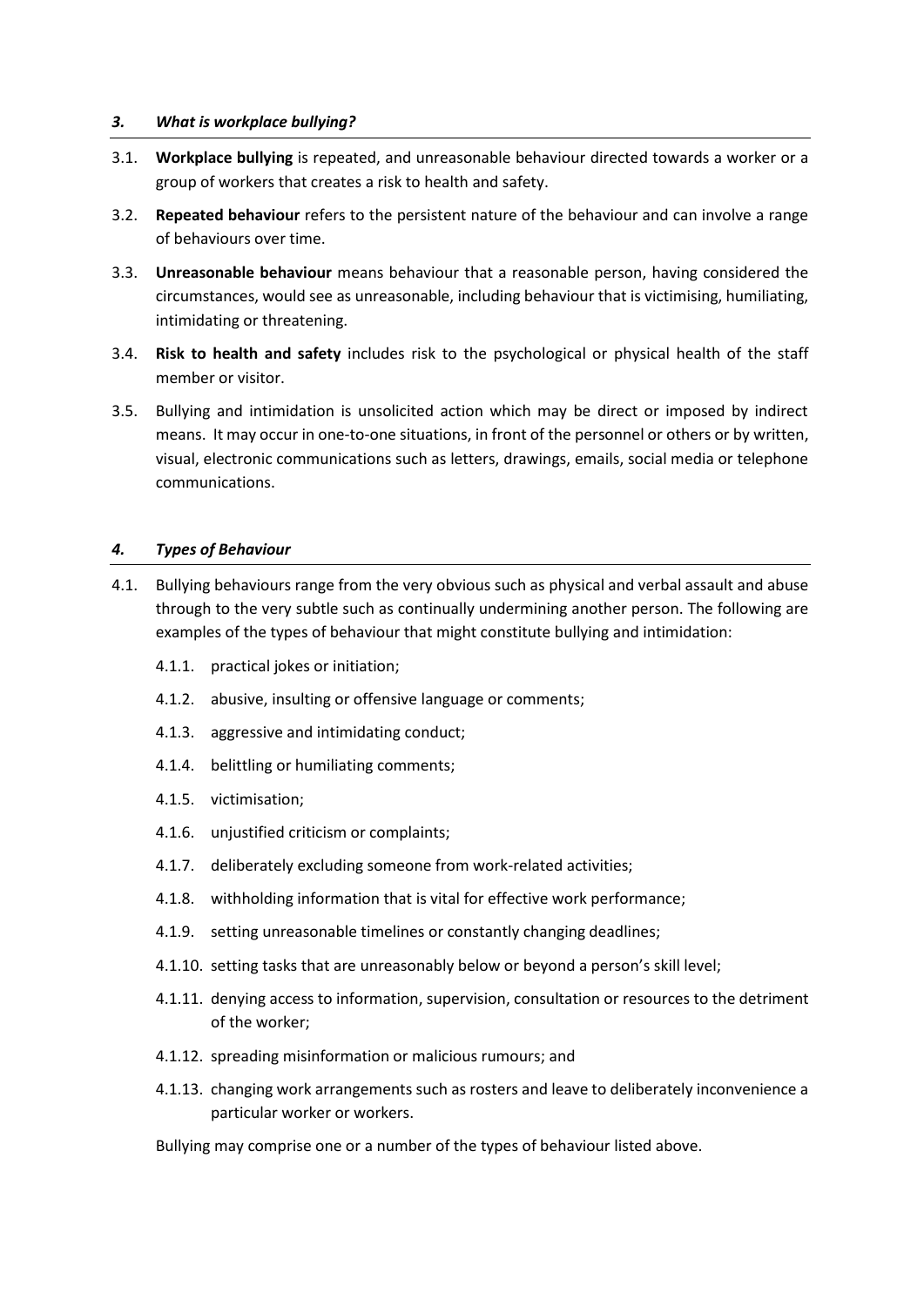### *3. What is workplace bullying?*

3.1. **Workplace bullying** is repeated, and unreasonable behaviour directed towards a worker or a group of workers that creates a risk to health and safety.

3.2. **Repeated behaviour** refers to the persistent nature of the behaviour and can involve a range of behaviours over time.

3.3. **Unreasonable behaviour** means behaviour that a reasonable person, having considered the circumstances, would see as unreasonable, including behaviour that is victimising, humiliating, intimidating or threatening.

3.4. **Risk to health and safety** includes risk to the psychological or physical health of the staff member or visitor.

3.5. Bullying and intimidation is unsolicited action which may be direct or imposed by indirect means. It may occur in one-to-one situations, in front of the personnel or others or by written, visual, electronic communications such as letters, drawings, emails, social media or telephone communications.

### *4. Types of Behaviour*

4.1. Bullying behaviours range from the very obvious such as physical and verbal assault and abuse through to the very subtle such as continually undermining another person. The following are examples of the types of behaviour that might constitute bullying and intimidation:

- 4.1.1. practical jokes or initiation;
- 4.1.2. abusive, insulting or offensive language or comments;
- 4.1.3. aggressive and intimidating conduct;
- 4.1.4. belittling or humiliating comments;
- 4.1.5. victimisation;
- 4.1.6. unjustified criticism or complaints;
- 4.1.7. deliberately excluding someone from work-related activities;
- 4.1.8. withholding information that is vital for effective work performance;
- 4.1.9. setting unreasonable timelines or constantly changing deadlines;
- 4.1.10. setting tasks that are unreasonably below or beyond a person's skill level;
- 4.1.11. denying access to information, supervision, consultation or resources to the detriment of the worker;
- 4.1.12. spreading misinformation or malicious rumours; and
- 4.1.13. changing work arrangements such as rosters and leave to deliberately inconvenience a particular worker or workers.

Bullying may comprise one or a number of the types of behaviour listed above.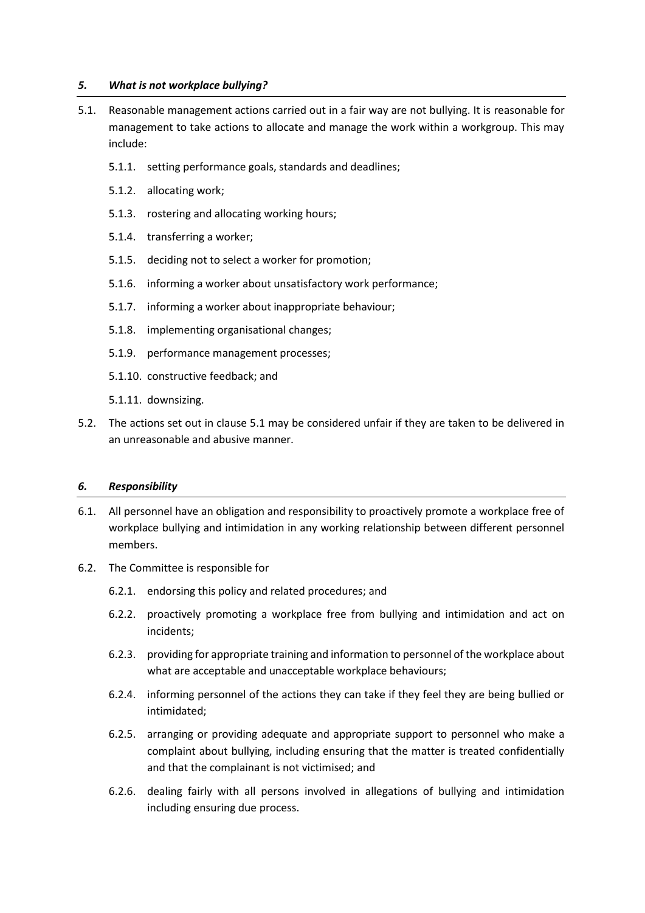### *5. What is not workplace bullying?*

5.1. Reasonable management actions carried out in a fair way are not bullying. It is reasonable for management to take actions to allocate and manage the work within a workgroup. This may include:

- 5.1.1. setting performance goals, standards and deadlines;
- 5.1.2. allocating work;
- 5.1.3. rostering and allocating working hours;
- 5.1.4. transferring a worker;
- 5.1.5. deciding not to select a worker for promotion;
- 5.1.6. informing a worker about unsatisfactory work performance;
- 5.1.7. informing a worker about inappropriate behaviour;
- 5.1.8. implementing organisational changes;
- 5.1.9. performance management processes;
- 5.1.10. constructive feedback; and
- 5.1.11. downsizing.

5.2. The actions set out in clause 5.1 may be considered unfair if they are taken to be delivered in an unreasonable and abusive manner.

### *6. Responsibility*

6.1. All personnel have an obligation and responsibility to proactively promote a workplace free of workplace bullying and intimidation in any working relationship between different personnel members.

6.2. The Committee is responsible for

- 6.2.1. endorsing this policy and related procedures; and
- 6.2.2. proactively promoting a workplace free from bullying and intimidation and act on incidents;
- 6.2.3. providing for appropriate training and information to personnel of the workplace about what are acceptable and unacceptable workplace behaviours;
- 6.2.4. informing personnel of the actions they can take if they feel they are being bullied or intimidated;
- 6.2.5. arranging or providing adequate and appropriate support to personnel who make a complaint about bullying, including ensuring that the matter is treated confidentially and that the complainant is not victimised; and
- 6.2.6. dealing fairly with all persons involved in allegations of bullying and intimidation including ensuring due process.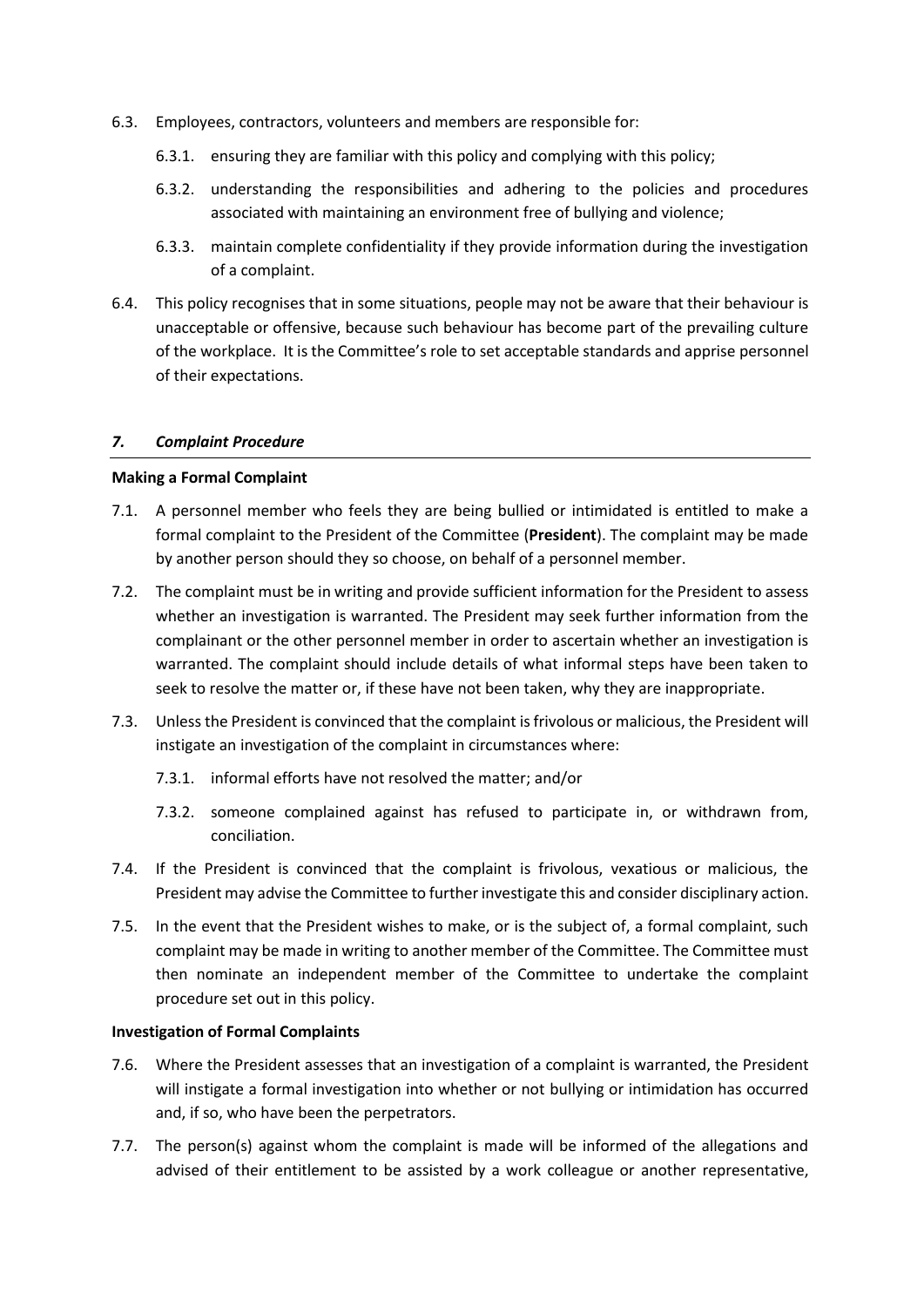6.3. Employees, contractors, volunteers and members are responsible for:

   6.3.1. ensuring they are familiar with this policy and complying with this policy;

   6.3.2. understanding the responsibilities and adhering to the policies and procedures associated with maintaining an environment free of bullying and violence;

   6.3.3. maintain complete confidentiality if they provide information during the investigation of a complaint.

6.4. This policy recognises that in some situations, people may not be aware that their behaviour is unacceptable or offensive, because such behaviour has become part of the prevailing culture of the workplace. It is the Committee's role to set acceptable standards and apprise personnel of their expectations.

## *7. Complaint Procedure*

**Making a Formal Complaint**

7.1. A personnel member who feels they are being bullied or intimidated is entitled to make a formal complaint to the President of the Committee (**President**). The complaint may be made by another person should they so choose, on behalf of a personnel member.

7.2. The complaint must be in writing and provide sufficient information for the President to assess whether an investigation is warranted. The President may seek further information from the complainant or the other personnel member in order to ascertain whether an investigation is warranted. The complaint should include details of what informal steps have been taken to seek to resolve the matter or, if these have not been taken, why they are inappropriate.

7.3. Unless the President is convinced that the complaint is frivolous or malicious, the President will instigate an investigation of the complaint in circumstances where:

   7.3.1. informal efforts have not resolved the matter; and/or

   7.3.2. someone complained against has refused to participate in, or withdrawn from, conciliation.

7.4. If the President is convinced that the complaint is frivolous, vexatious or malicious, the President may advise the Committee to further investigate this and consider disciplinary action.

7.5. In the event that the President wishes to make, or is the subject of, a formal complaint, such complaint may be made in writing to another member of the Committee. The Committee must then nominate an independent member of the Committee to undertake the complaint procedure set out in this policy.

**Investigation of Formal Complaints**

7.6. Where the President assesses that an investigation of a complaint is warranted, the President will instigate a formal investigation into whether or not bullying or intimidation has occurred and, if so, who have been the perpetrators.

7.7. The person(s) against whom the complaint is made will be informed of the allegations and advised of their entitlement to be assisted by a work colleague or another representative,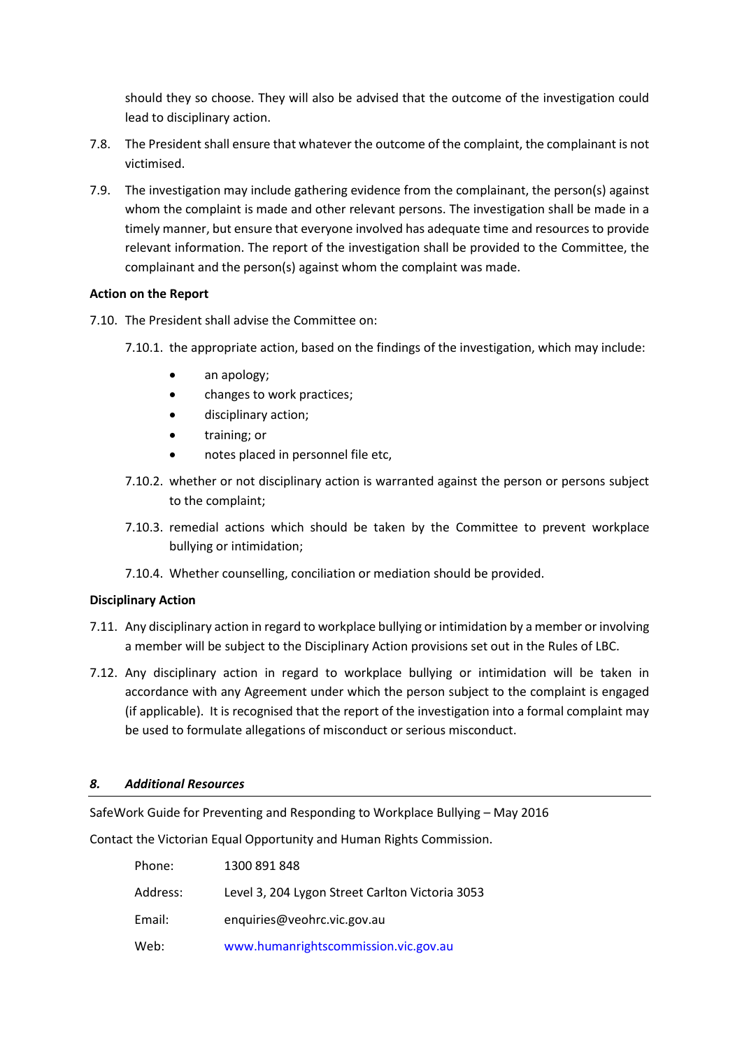should they so choose. They will also be advised that the outcome of the investigation could lead to disciplinary action.

7.8. The President shall ensure that whatever the outcome of the complaint, the complainant is not victimised.

7.9. The investigation may include gathering evidence from the complainant, the person(s) against whom the complaint is made and other relevant persons. The investigation shall be made in a timely manner, but ensure that everyone involved has adequate time and resources to provide relevant information. The report of the investigation shall be provided to the Committee, the complainant and the person(s) against whom the complaint was made.

**Action on the Report**

7.10. The President shall advise the Committee on:

7.10.1. the appropriate action, based on the findings of the investigation, which may include:

- an apology;
- changes to work practices;
- disciplinary action;
- training; or
- notes placed in personnel file etc,

7.10.2. whether or not disciplinary action is warranted against the person or persons subject to the complaint;

7.10.3. remedial actions which should be taken by the Committee to prevent workplace bullying or intimidation;

7.10.4. Whether counselling, conciliation or mediation should be provided.

**Disciplinary Action**

7.11. Any disciplinary action in regard to workplace bullying or intimidation by a member or involving a member will be subject to the Disciplinary Action provisions set out in the Rules of LBC.

7.12. Any disciplinary action in regard to workplace bullying or intimidation will be taken in accordance with any Agreement under which the person subject to the complaint is engaged (if applicable). It is recognised that the report of the investigation into a formal complaint may be used to formulate allegations of misconduct or serious misconduct.

## *8. Additional Resources*

SafeWork Guide for Preventing and Responding to Workplace Bullying – May 2016

Contact the Victorian Equal Opportunity and Human Rights Commission.

| | |
|---|---|
| Phone: | 1300 891 848 |
| Address: | Level 3, 204 Lygon Street Carlton Victoria 3053 |
| Email: | enquiries@veohrc.vic.gov.au |
| Web: | www.humanrightscommission.vic.gov.au |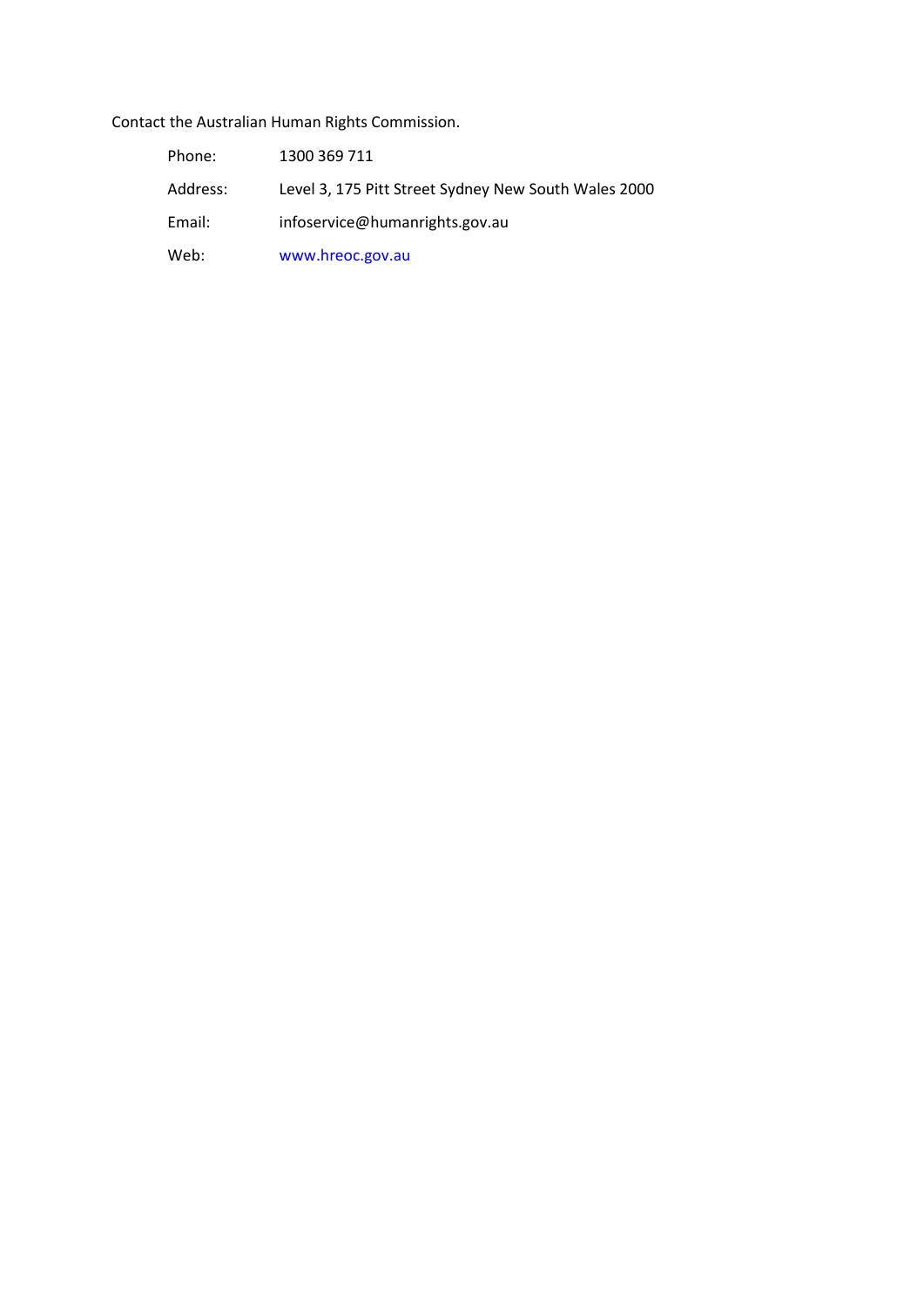Contact the Australian Human Rights Commission.

| | |
|---|---|
| Phone: | 1300 369 711 |
| Address: | Level 3, 175 Pitt Street Sydney New South Wales 2000 |
| Email: | infoservice@humanrights.gov.au |
| Web: | www.hreoc.gov.au |